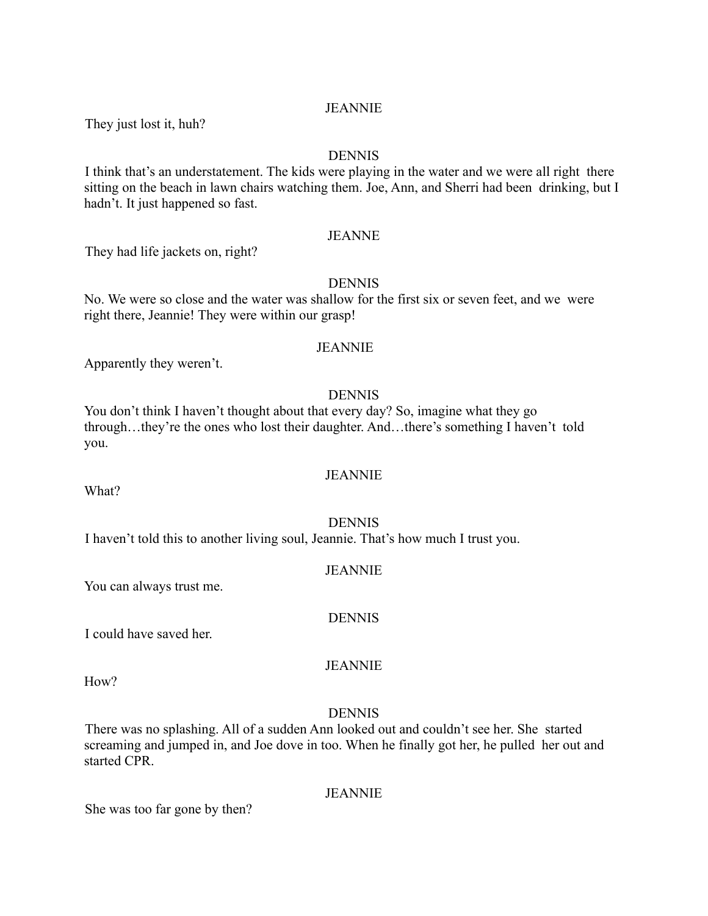JEANNIE

They just lost it, huh?

DENNIS

I think that's an understatement. The kids were playing in the water and we were all right there sitting on the beach in lawn chairs watching them. Joe, Ann, and Sherri had been drinking, but I hadn't. It just happened so fast.

JEANNE

They had life jackets on, right?

DENNIS

No. We were so close and the water was shallow for the first six or seven feet, and we were right there, Jeannie! They were within our grasp!

JEANNIE

Apparently they weren't.

DENNIS

You don't think I haven't thought about that every day? So, imagine what they go through…they're the ones who lost their daughter. And…there's something I haven't told you.

JEANNIE

What?

DENNIS

I haven't told this to another living soul, Jeannie. That's how much I trust you.

JEANNIE

You can always trust me.

DENNIS

I could have saved her.

JEANNIE

How?

DENNIS

There was no splashing. All of a sudden Ann looked out and couldn't see her. She started screaming and jumped in, and Joe dove in too. When he finally got her, he pulled her out and started CPR.

JEANNIE

She was too far gone by then?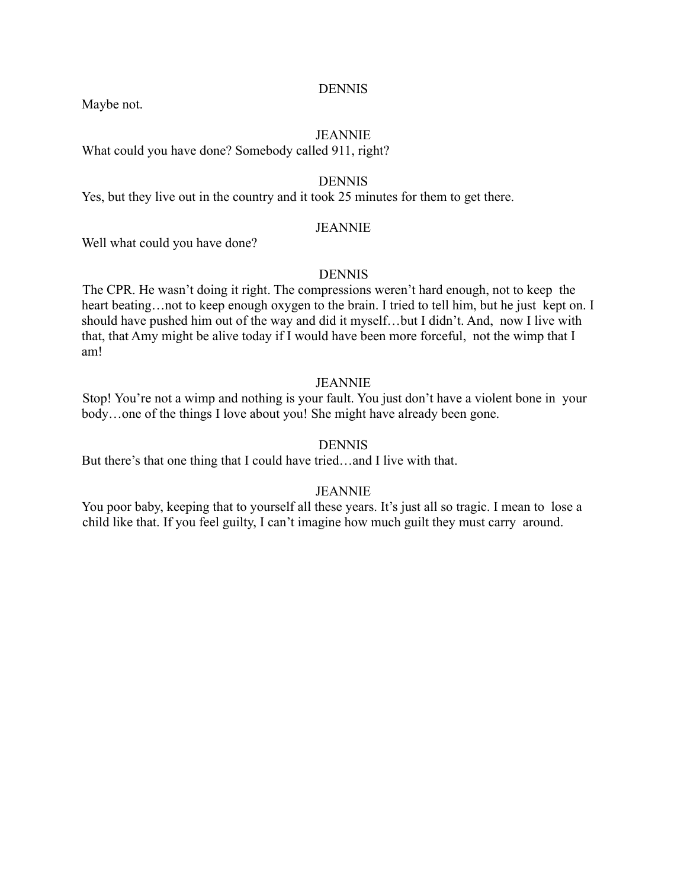DENNIS

Maybe not.

JEANNIE

What could you have done? Somebody called 911, right?

DENNIS

Yes, but they live out in the country and it took 25 minutes for them to get there.

JEANNIE

Well what could you have done?

DENNIS

The CPR. He wasn't doing it right. The compressions weren't hard enough, not to keep the heart beating…not to keep enough oxygen to the brain. I tried to tell him, but he just kept on. I should have pushed him out of the way and did it myself…but I didn't. And, now I live with that, that Amy might be alive today if I would have been more forceful, not the wimp that I am!

JEANNIE

Stop! You're not a wimp and nothing is your fault. You just don't have a violent bone in your body…one of the things I love about you! She might have already been gone.

DENNIS

But there's that one thing that I could have tried…and I live with that.

JEANNIE

You poor baby, keeping that to yourself all these years. It's just all so tragic. I mean to lose a child like that. If you feel guilty, I can't imagine how much guilt they must carry around.